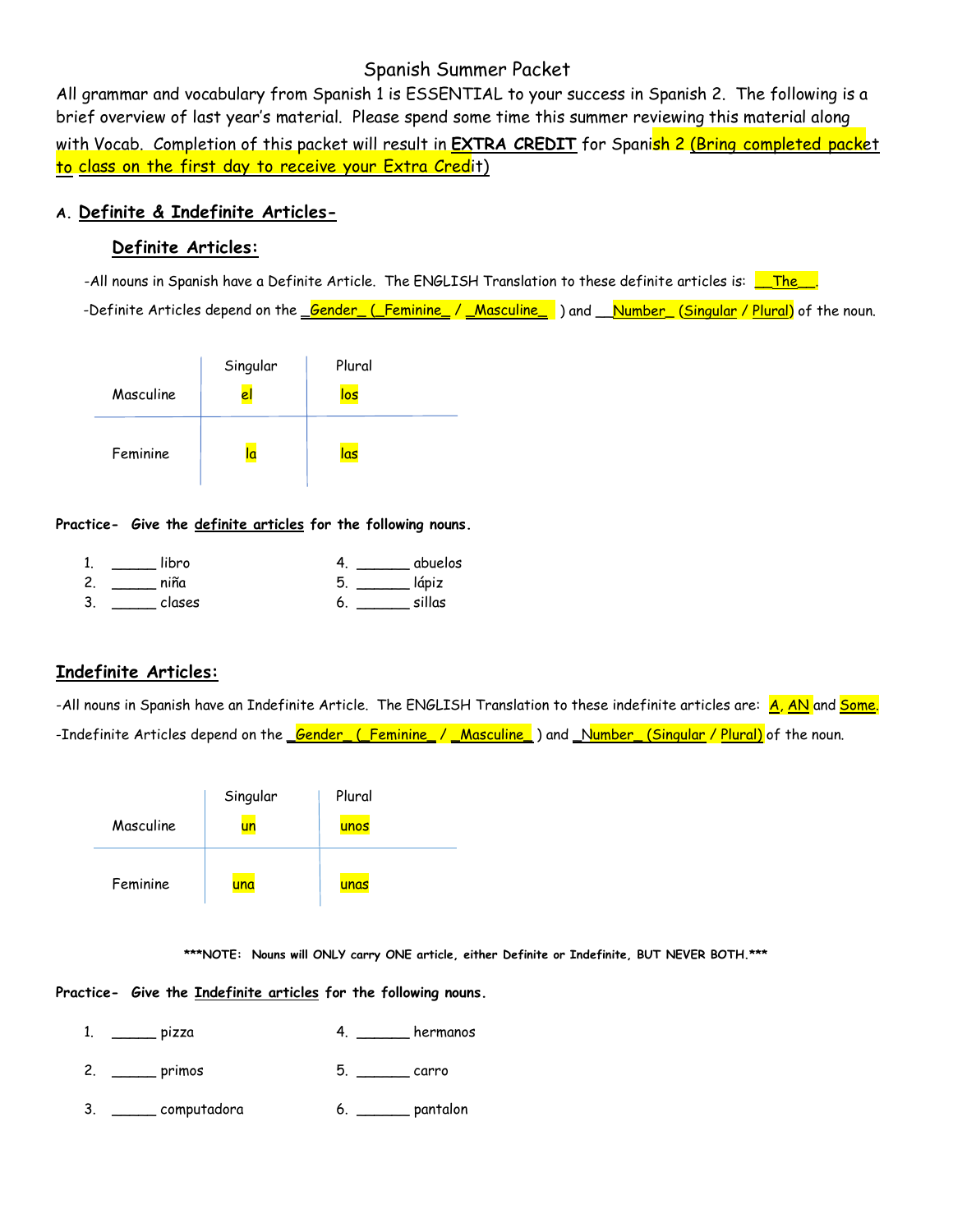# Spanish Summer Packet

All grammar and vocabulary from Spanish 1 is ESSENTIAL to your success in Spanish 2. The following is a brief overview of last year's material. Please spend some time this summer reviewing this material along with Vocab. Completion of this packet will result in **EXTRA CREDIT** for Spanish 2 (Bring completed packet to class on the first day to receive your Extra Credit)

## A. Definite & Indefinite Articles-

### Definite Articles:

-All nouns in Spanish have a Definite Article. The ENGLISH Translation to these definite articles is: __The__.

-Definite Articles depend on the _Gender_ (_Feminine_ / _Masculine_ ) and __Number_ (Singular / Plural) of the noun.

| | Singular | Plural |
|---|---|---|
| Masculine | el | los |
| Feminine | la | las |

**Practice- Give the definite articles for the following nouns.**

1. _____ libro
2. _____ niña
3. _____ clases
4. ______ abuelos
5. ______ lápiz
6. ______ sillas

### Indefinite Articles:

-All nouns in Spanish have an Indefinite Article. The ENGLISH Translation to these indefinite articles are: A, AN and Some.

-Indefinite Articles depend on the _Gender_ (_Feminine_ / _Masculine_ ) and _Number_ (Singular / Plural) of the noun.

| | Singular | Plural |
|---|---|---|
| Masculine | un | unos |
| Feminine | una | unas |

***NOTE: Nouns will ONLY carry ONE article, either Definite or Indefinite, BUT NEVER BOTH.***

**Practice- Give the Indefinite articles for the following nouns.**

1. _____ pizza
2. _____ primos
3. _____ computadora
4. ______ hermanos
5. ______ carro
6. ______ pantalon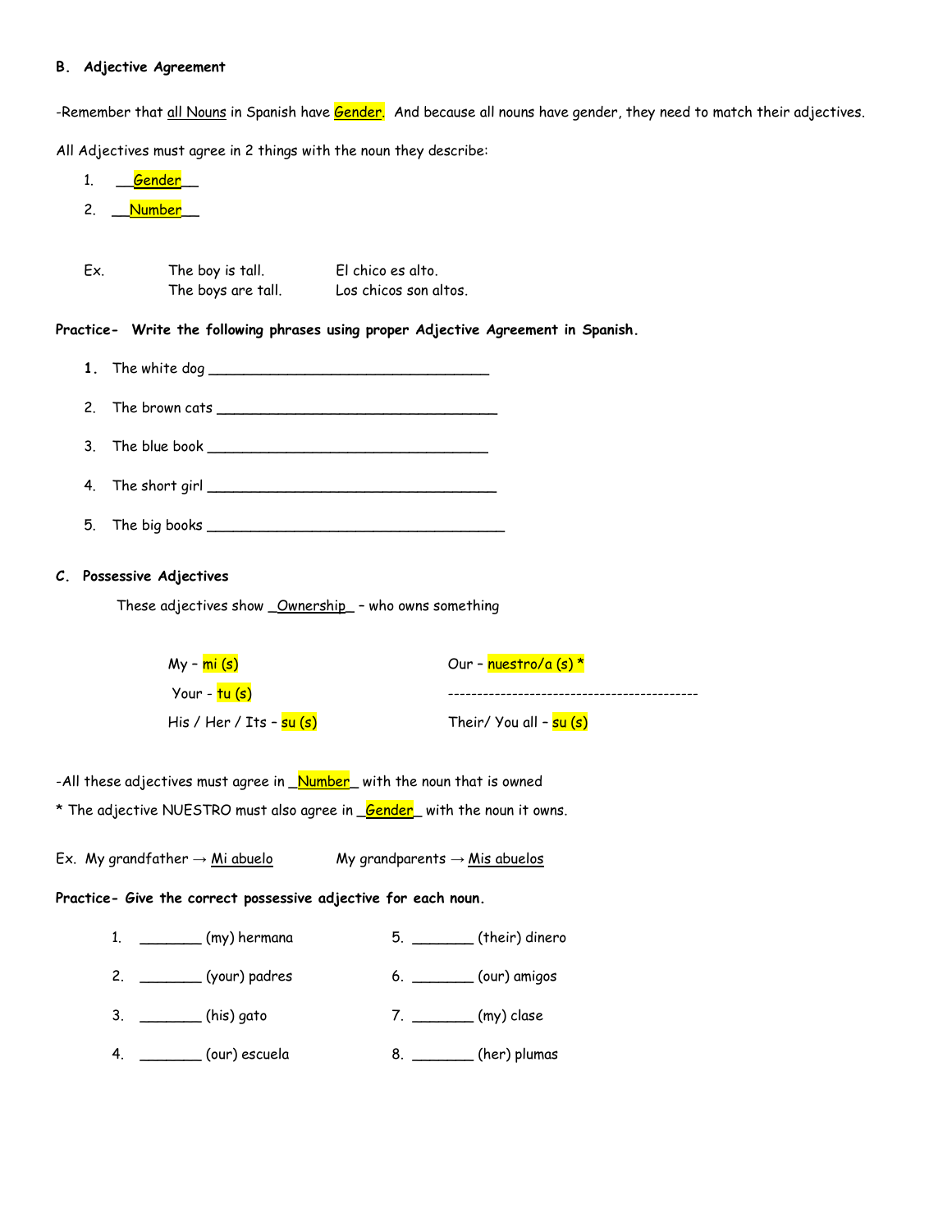### B. Adjective Agreement

-Remember that all Nouns in Spanish have Gender. And because all nouns have gender, they need to match their adjectives.

All Adjectives must agree in 2 things with the noun they describe:

1. __Gender__
2. __Number__

Ex. The boy is tall. El chico es alto.
The boys are tall. Los chicos son altos.

**Practice- Write the following phrases using proper Adjective Agreement in Spanish.**

1. The white dog ________________________________
2. The brown cats ________________________________
3. The blue book ________________________________
4. The short girl ________________________________
5. The big books ________________________________

### C. Possessive Adjectives

These adjectives show _Ownership_ – who owns something

| | |
|---|---|
| My – mi (s) | Our – nuestro/a (s) * |
| Your - tu (s) | ------------------------------------------ |
| His / Her / Its – su (s) | Their/ You all – su (s) |

-All these adjectives must agree in _Number_ with the noun that is owned

* The adjective NUESTRO must also agree in _Gender_ with the noun it owns.

Ex. My grandfather → Mi abuelo My grandparents → Mis abuelos

**Practice- Give the correct possessive adjective for each noun.**

1. _______ (my) hermana
2. _______ (your) padres
3. _______ (his) gato
4. _______ (our) escuela
5. _______ (their) dinero
6. _______ (our) amigos
7. _______ (my) clase
8. _______ (her) plumas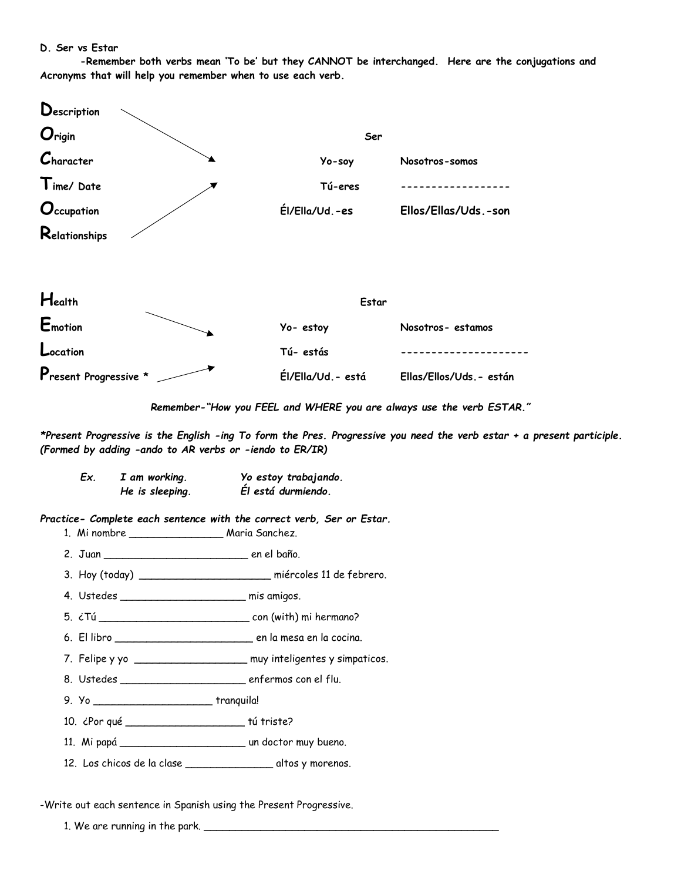D. Ser vs Estar

-Remember both verbs mean 'To be' but they CANNOT be interchanged. Here are the conjugations and Acronyms that will help you remember when to use each verb.

**D**escription
**O**rigin
**C**haracter
**T**ime/ Date
**O**ccupation
**R**elationships

| Ser | |
|---|---|
| Yo-soy | Nosotros-somos |
| Tú-eres | ------------------ |
| Él/Ella/Ud.-es | Ellos/Ellas/Uds.-son |

**H**ealth
**E**motion
**L**ocation
**P**resent Progressive *

| Estar | |
|---|---|
| Yo- estoy | Nosotros- estamos |
| Tú- estás | --------------------- |
| Él/Ella/Ud.- está | Ellas/Ellos/Uds.- están |

*Remember-"How you FEEL and WHERE you are always use the verb ESTAR."*

*\*Present Progressive is the English -ing To form the Pres. Progressive you need the verb estar + a present participle. (Formed by adding -ando to AR verbs or -iendo to ER/IR)*

*Ex. I am working. Yo estoy trabajando.*
*He is sleeping. Él está durmiendo.*

*Practice- Complete each sentence with the correct verb, Ser or Estar.*

1. Mi nombre _______________ Maria Sanchez.
2. Juan ________________________ en el baño.
3. Hoy (today) _____________________ miércoles 11 de febrero.
4. Ustedes ____________________ mis amigos.
5. ¿Tú ________________________ con (with) mi hermano?
6. El libro ______________________ en la mesa en la cocina.
7. Felipe y yo __________________ muy inteligentes y simpaticos.
8. Ustedes ____________________ enfermos con el flu.
9. Yo ___________________ tranquila!
10. ¿Por qué ___________________ tú triste?
11. Mi papá ____________________ un doctor muy bueno.
12. Los chicos de la clase ______________ altos y morenos.

-Write out each sentence in Spanish using the Present Progressive.

1. We are running in the park. ___________________________________________________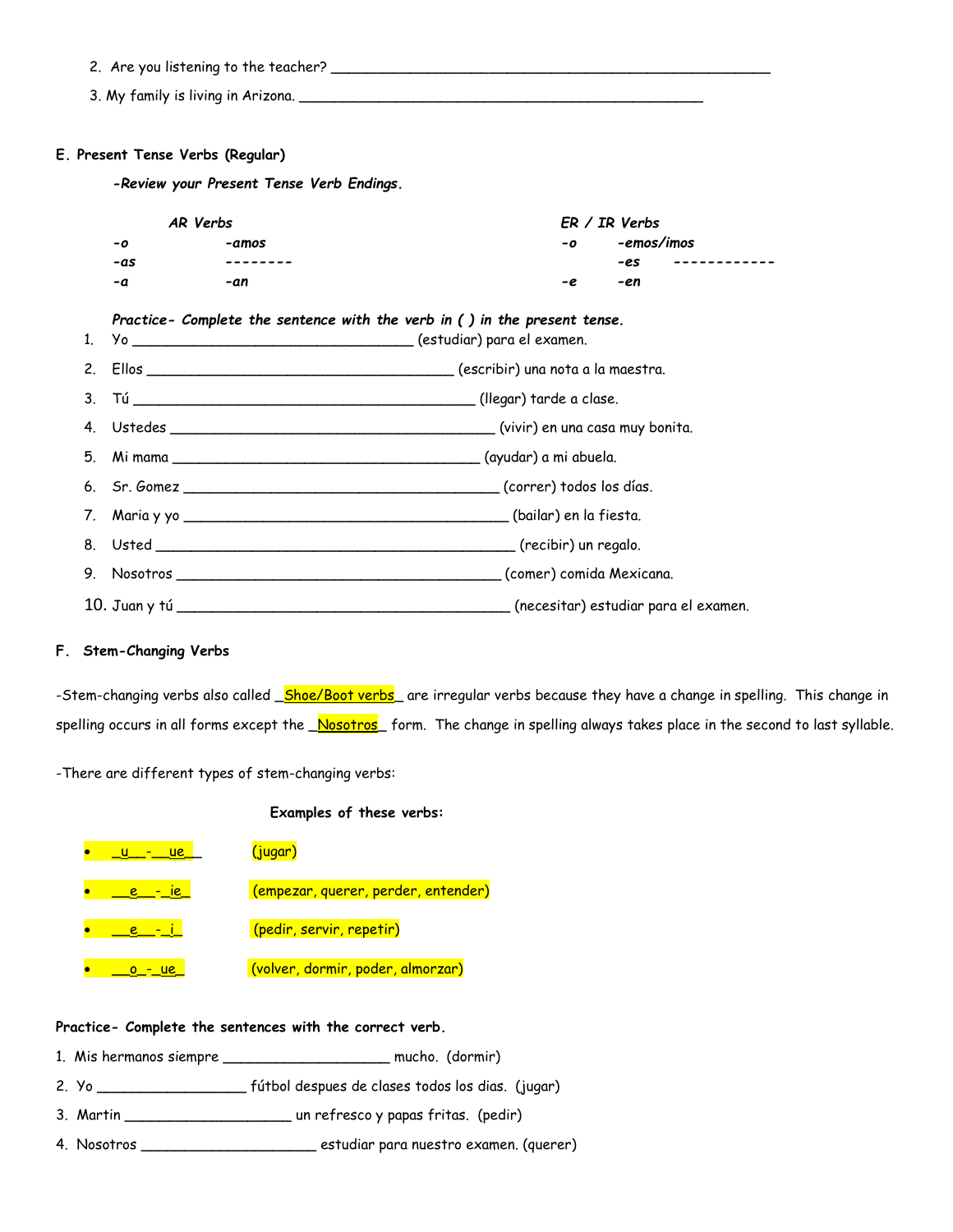2. Are you listening to the teacher? ____________________________________________________

3. My family is living in Arizona. ______________________________________________

**E. Present Tense Verbs (Regular)**

***-Review your Present Tense Verb Endings.***

| *AR Verbs* | | *ER / IR Verbs* | |
|---|---|---|---|
| *-o* | *-amos* | *-o* | *-emos/imos* |
| *-as* | -------- | *-es* | ------------ |
| *-a* | *-an* | *-e* | *-en* |

***Practice- Complete the sentence with the verb in ( ) in the present tense.***

1. Yo ________________________________ (estudiar) para el examen.
2. Ellos ___________________________________ (escribir) una nota a la maestra.
3. Tú _______________________________________ (llegar) tarde a clase.
4. Ustedes ______________________________________ (vivir) en una casa muy bonita.
5. Mi mama ___________________________________ (ayudar) a mi abuela.
6. Sr. Gomez ____________________________________ (correr) todos los días.
7. Maria y yo ______________________________________ (bailar) en la fiesta.
8. Usted ___________________________________________ (recibir) un regalo.
9. Nosotros ______________________________________ (comer) comida Mexicana.
10. Juan y tú _______________________________________ (necesitar) estudiar para el examen.

**F. Stem-Changing Verbs**

-Stem-changing verbs also called _Shoe/Boot verbs_ are irregular verbs because they have a change in spelling. This change in spelling occurs in all forms except the _Nosotros_ form. The change in spelling always takes place in the second to last syllable.

-There are different types of stem-changing verbs:

**Examples of these verbs:**

- _u_-_ue_ (jugar)
- _e_-_ie_ (empezar, querer, perder, entender)
- _e_-_i_ (pedir, servir, repetir)
- _o_-_ue_ (volver, dormir, poder, almorzar)

**Practice- Complete the sentences with the correct verb.**

1. Mis hermanos siempre ___________________ mucho. (dormir)
2. Yo _________________ fútbol despues de clases todos los dias. (jugar)
3. Martin ___________________ un refresco y papas fritas. (pedir)
4. Nosotros ____________________ estudiar para nuestro examen. (querer)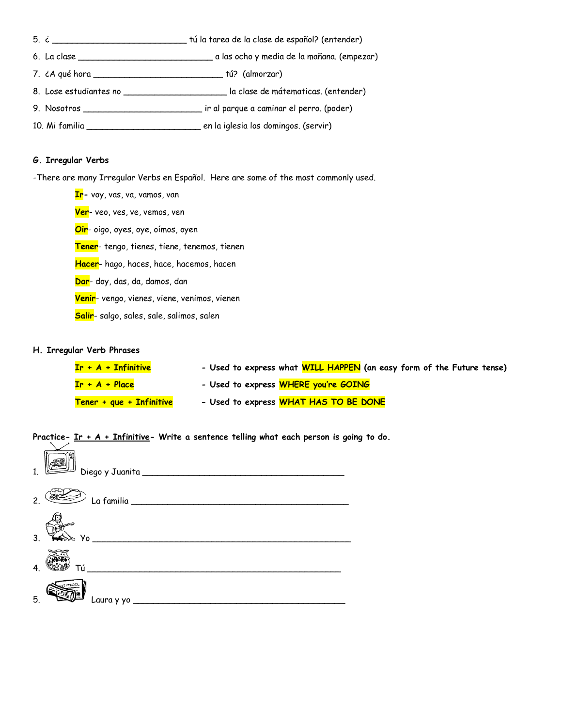5. ¿ ___________________________ tú la tarea de la clase de español? (entender)

6. La clase ___________________________ a las ocho y media de la mañana. (empezar)

7. ¿A qué hora __________________________ tú? (almorzar)

8. Lose estudiantes no ____________________ la clase de mátematicas. (entender)

9. Nosotros _______________________ ir al parque a caminar el perro. (poder)

10. Mi familia ______________________ en la iglesia los domingos. (servir)

**G. Irregular Verbs**

-There are many Irregular Verbs en Español. Here are some of the most commonly used.

**Ir**- voy, vas, va, vamos, van

**Ver**- veo, ves, ve, vemos, ven

**Oir**- oigo, oyes, oye, oímos, oyen

**Tener**- tengo, tienes, tiene, tenemos, tienen

**Hacer**- hago, haces, hace, hacemos, hacen

**Dar**- doy, das, da, damos, dan

**Venir**- vengo, vienes, viene, venimos, vienen

**Salir**- salgo, sales, sale, salimos, salen

**H. Irregular Verb Phrases**

| | |
|---|---|
| **Ir + A + Infinitive** | **- Used to express WILL HAPPEN (an easy form of the Future tense)** |
| **Ir + A + Place** | **- Used to express WHERE you're GOING** |
| **Tener + que + Infinitive** | **- Used to express WHAT HAS TO BE DONE** |

**Practice- Ir + A + Infinitive- Write a sentence telling what each person is going to do.**

1. Diego y Juanita ________________________________________

2. La familia ____________________________________________

3. Yo ___________________________________________________

4. Tú ___________________________________________________

5. Laura y yo ____________________________________________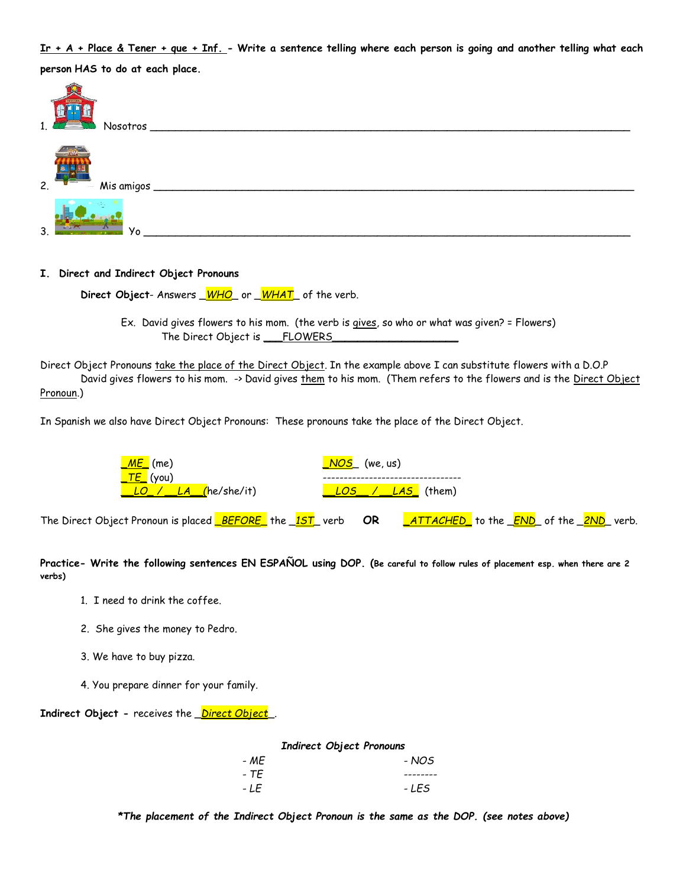**Ir + A + Place & Tener + que + Inf. - Write a sentence telling where each person is going and another telling what each person HAS to do at each place.**

1. Nosotros ___________________________________________________________________________

2. Mis amigos _________________________________________________________________________

3. Yo _______________________________________________________________________________

**I. Direct and Indirect Object Pronouns**

**Direct Object**- Answers _WHO_ or _WHAT_ of the verb.

Ex. David gives flowers to his mom. (the verb is gives, so who or what was given? = Flowers)
The Direct Object is ___FLOWERS____________________

Direct Object Pronouns take the place of the Direct Object. In the example above I can substitute flowers with a D.O.P
David gives flowers to his mom. -> David gives them to his mom. (Them refers to the flowers and is the Direct Object Pronoun.)

In Spanish we also have Direct Object Pronouns: These pronouns take the place of the Direct Object.

| | |
|---|---|
| _ME_ (me) | _NOS_ (we, us) |
| _TE_ (you) | ---------------------------------- |
| __LO_ / __LA__(he/she/it) | __LOS__ / __LAS_ (them) |

The Direct Object Pronoun is placed _BEFORE_ the _1ST_ verb **OR** _ATTACHED_ to the _END_ of the _2ND_ verb.

**Practice- Write the following sentences EN ESPAÑOL using DOP. (Be careful to follow rules of placement esp. when there are 2 verbs)**

1. I need to drink the coffee.

2. She gives the money to Pedro.

3. We have to buy pizza.

4. You prepare dinner for your family.

**Indirect Object -** receives the _Direct Object_.

*Indirect Object Pronouns*

| | |
|---|---|
| *- ME* | *- NOS* |
| *- TE* | *--------* |
| *- LE* | *- LES* |

***The placement of the Indirect Object Pronoun is the same as the DOP. (see notes above)***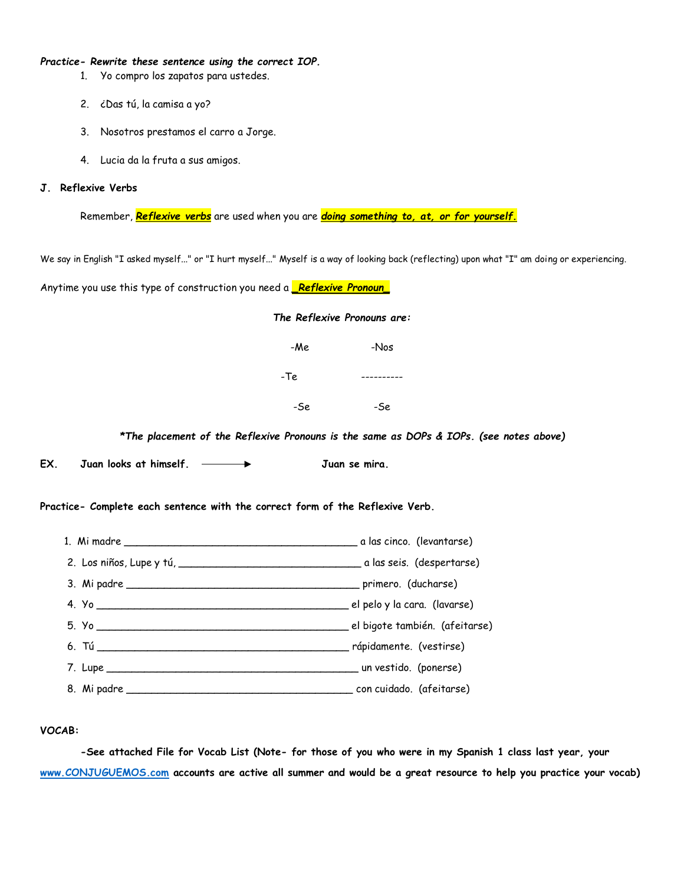***Practice- Rewrite these sentence using the correct IOP.***

1. Yo compro los zapatos para ustedes.
2. ¿Das tú, la camisa a yo?
3. Nosotros prestamos el carro a Jorge.
4. Lucia da la fruta a sus amigos.

### J. Reflexive Verbs

Remember, ***Reflexive verbs*** are used when you are ***doing something to, at, or for yourself.***

We say in English "I asked myself..." or "I hurt myself..." Myself is a way of looking back (reflecting) upon what "I" am doing or experiencing.

Anytime you use this type of construction you need a ***_Reflexive Pronoun_***

***The Reflexive Pronouns are:***

| | |
|---|---|
| -Me | -Nos |
| -Te | ---------- |
| -Se | -Se |

****The placement of the Reflexive Pronouns is the same as DOPs & IOPs. (see notes above)***

**EX. Juan looks at himself. ⟶ Juan se mira.**

**Practice- Complete each sentence with the correct form of the Reflexive Verb.**

1. Mi madre _______________________________ a las cinco. (levantarse)
2. Los niños, Lupe y tú, _______________________________ a las seis. (despertarse)
3. Mi padre _______________________________ primero. (ducharse)
4. Yo _______________________________ el pelo y la cara. (lavarse)
5. Yo _______________________________ el bigote también. (afeitarse)
6. Tú _______________________________ rápidamente. (vestirse)
7. Lupe _______________________________ un vestido. (ponerse)
8. Mi padre _______________________________ con cuidado. (afeitarse)

**VOCAB:**

**-See attached File for Vocab List (Note- for those of you who were in my Spanish 1 class last year, your www.CONJUGUEMOS.com accounts are active all summer and would be a great resource to help you practice your vocab)**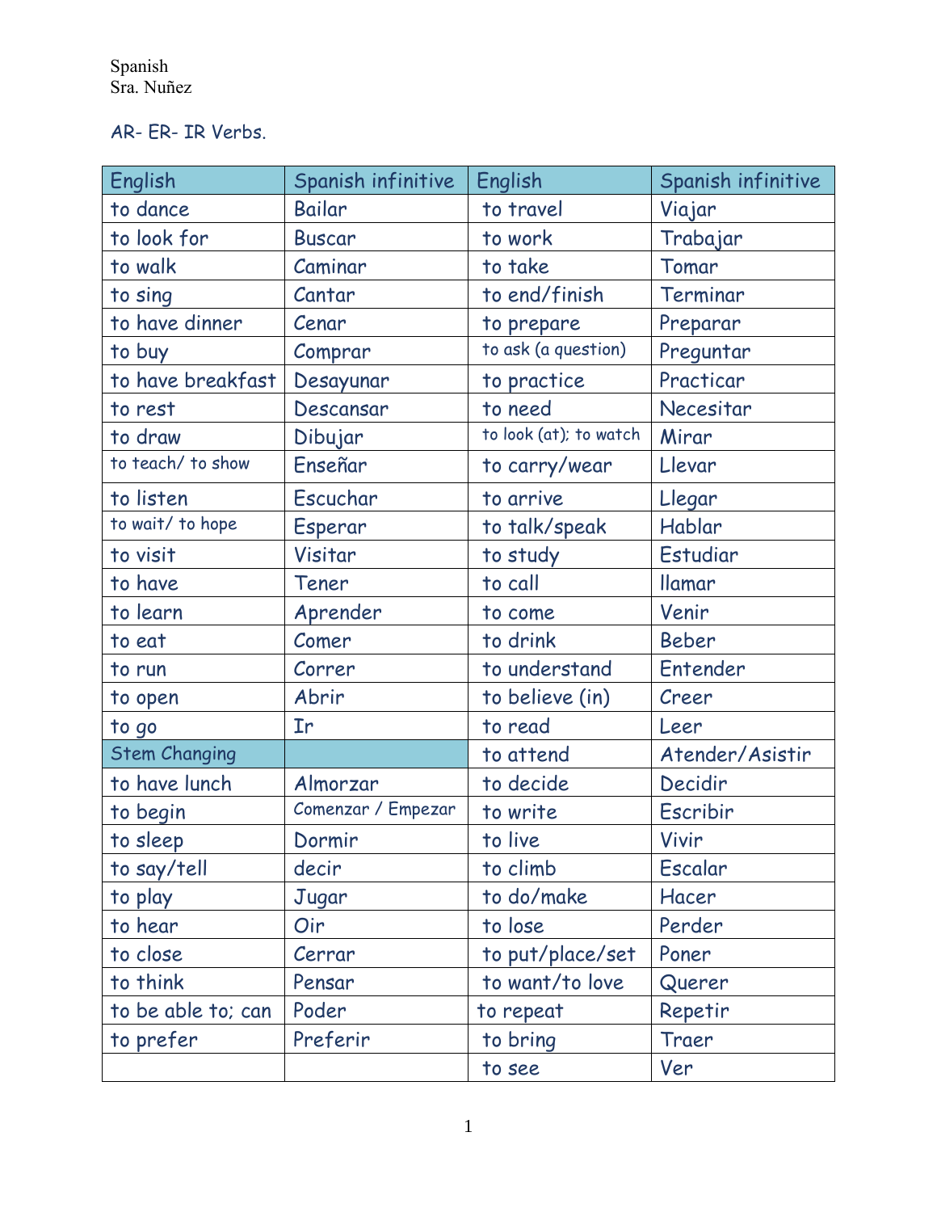Spanish
Sra. Nuñez

AR- ER- IR Verbs.

| English | Spanish infinitive | English | Spanish infinitive |
|---|---|---|---|
| to dance | Bailar | to travel | Viajar |
| to look for | Buscar | to work | Trabajar |
| to walk | Caminar | to take | Tomar |
| to sing | Cantar | to end/finish | Terminar |
| to have dinner | Cenar | to prepare | Preparar |
| to buy | Comprar | to ask (a question) | Preguntar |
| to have breakfast | Desayunar | to practice | Practicar |
| to rest | Descansar | to need | Necesitar |
| to draw | Dibujar | to look (at); to watch | Mirar |
| to teach/ to show | Enseñar | to carry/wear | Llevar |
| to listen | Escuchar | to arrive | Llegar |
| to wait/ to hope | Esperar | to talk/speak | Hablar |
| to visit | Visitar | to study | Estudiar |
| to have | Tener | to call | llamar |
| to learn | Aprender | to come | Venir |
| to eat | Comer | to drink | Beber |
| to run | Correr | to understand | Entender |
| to open | Abrir | to believe (in) | Creer |
| to go | Ir | to read | Leer |
| Stem Changing | | to attend | Atender/Asistir |
| to have lunch | Almorzar | to decide | Decidir |
| to begin | Comenzar / Empezar | to write | Escribir |
| to sleep | Dormir | to live | Vivir |
| to say/tell | decir | to climb | Escalar |
| to play | Jugar | to do/make | Hacer |
| to hear | Oir | to lose | Perder |
| to close | Cerrar | to put/place/set | Poner |
| to think | Pensar | to want/to love | Querer |
| to be able to; can | Poder | to repeat | Repetir |
| to prefer | Preferir | to bring | Traer |
| | | to see | Ver |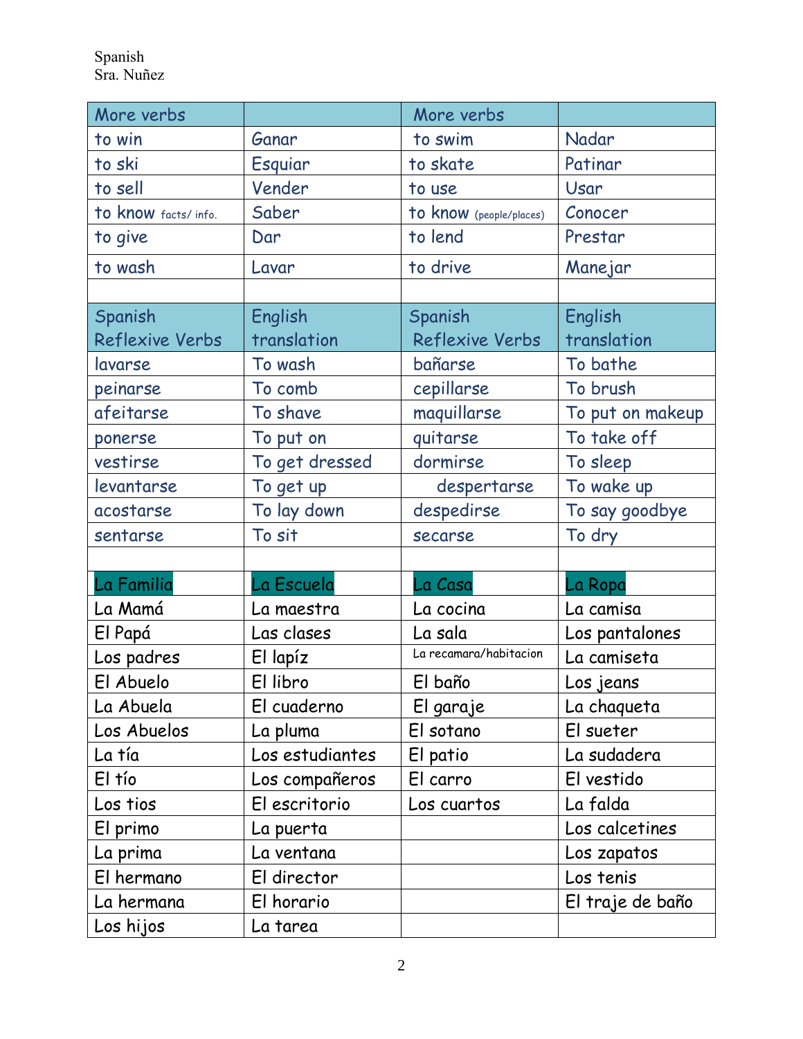Spanish
Sra. Nuñez

| More verbs | | More verbs | |
|---|---|---|---|
| to win | Ganar | to swim | Nadar |
| to ski | Esquiar | to skate | Patinar |
| to sell | Vender | to use | Usar |
| to know facts/ info. | Saber | to know (people/places) | Conocer |
| to give | Dar | to lend | Prestar |
| to wash | Lavar | to drive | Manejar |
| | | | |
| Spanish Reflexive Verbs | English translation | Spanish Reflexive Verbs | English translation |
| lavarse | To wash | bañarse | To bathe |
| peinarse | To comb | cepillarse | To brush |
| afeitarse | To shave | maquillarse | To put on makeup |
| ponerse | To put on | quitarse | To take off |
| vestirse | To get dressed | dormirse | To sleep |
| levantarse | To get up | despertarse | To wake up |
| acostarse | To lay down | despedirse | To say goodbye |
| sentarse | To sit | secarse | To dry |
| | | | |
| La Familia | La Escuela | La Casa | La Ropa |
| La Mamá | La maestra | La cocina | La camisa |
| El Papá | Las clases | La sala | Los pantalones |
| Los padres | El lapíz | La recamara/habitacion | La camiseta |
| El Abuelo | El libro | El baño | Los jeans |
| La Abuela | El cuaderno | El garaje | La chaqueta |
| Los Abuelos | La pluma | El sotano | El sueter |
| La tía | Los estudiantes | El patio | La sudadera |
| El tío | Los compañeros | El carro | El vestido |
| Los tios | El escritorio | Los cuartos | La falda |
| El primo | La puerta | | Los calcetines |
| La prima | La ventana | | Los zapatos |
| El hermano | El director | | Los tenis |
| La hermana | El horario | | El traje de baño |
| Los hijos | La tarea | | |